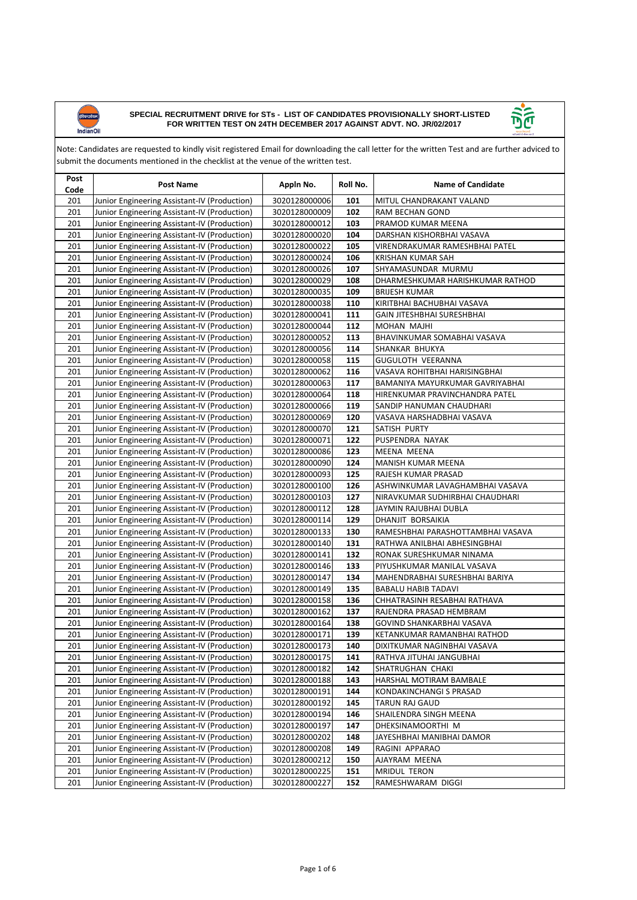# SPECIAL RECRUITMENT DRIVE for STs - LIST OF CANDIDATES PROVISIONALLY SHORT-LISTED FOR WRITTEN TEST ON 24TH DECEMBER 2017 AGAINST ADVT. NO. JR/02/2017

Note: Candidates are requested to kindly visit registered Email for downloading the call letter for the written Test and are further adviced to submit the documents mentioned in the checklist at the venue of the written test.

| Post Code | Post Name | Appln No. | Roll No. | Name of Candidate |
|---|---|---|---|---|
| 201 | Junior Engineering Assistant-IV (Production) | 3020128000006 | 101 | MITUL CHANDRAKANT VALAND |
| 201 | Junior Engineering Assistant-IV (Production) | 3020128000009 | 102 | RAM BECHAN GOND |
| 201 | Junior Engineering Assistant-IV (Production) | 3020128000012 | 103 | PRAMOD KUMAR MEENA |
| 201 | Junior Engineering Assistant-IV (Production) | 3020128000020 | 104 | DARSHAN KISHORBHAI VASAVA |
| 201 | Junior Engineering Assistant-IV (Production) | 3020128000022 | 105 | VIRENDRAKUMAR RAMESHBHAI PATEL |
| 201 | Junior Engineering Assistant-IV (Production) | 3020128000024 | 106 | KRISHAN KUMAR SAH |
| 201 | Junior Engineering Assistant-IV (Production) | 3020128000026 | 107 | SHYAMASUNDAR MURMU |
| 201 | Junior Engineering Assistant-IV (Production) | 3020128000029 | 108 | DHARMESHKUMAR HARISHKUMAR RATHOD |
| 201 | Junior Engineering Assistant-IV (Production) | 3020128000035 | 109 | BRIJESH KUMAR |
| 201 | Junior Engineering Assistant-IV (Production) | 3020128000038 | 110 | KIRITBHAI BACHUBHAI VASAVA |
| 201 | Junior Engineering Assistant-IV (Production) | 3020128000041 | 111 | GAIN JITESHBHAI SURESHBHAI |
| 201 | Junior Engineering Assistant-IV (Production) | 3020128000044 | 112 | MOHAN MAJHI |
| 201 | Junior Engineering Assistant-IV (Production) | 3020128000052 | 113 | BHAVINKUMAR SOMABHAI VASAVA |
| 201 | Junior Engineering Assistant-IV (Production) | 3020128000056 | 114 | SHANKAR BHUKYA |
| 201 | Junior Engineering Assistant-IV (Production) | 3020128000058 | 115 | GUGULOTH VEERANNA |
| 201 | Junior Engineering Assistant-IV (Production) | 3020128000062 | 116 | VASAVA ROHITBHAI HARISINGBHAI |
| 201 | Junior Engineering Assistant-IV (Production) | 3020128000063 | 117 | BAMANIYA MAYURKUMAR GAVRIYABHAI |
| 201 | Junior Engineering Assistant-IV (Production) | 3020128000064 | 118 | HIRENKUMAR PRAVINCHANDRA PATEL |
| 201 | Junior Engineering Assistant-IV (Production) | 3020128000066 | 119 | SANDIP HANUMAN CHAUDHARI |
| 201 | Junior Engineering Assistant-IV (Production) | 3020128000069 | 120 | VASAVA HARSHADBHAI VASAVA |
| 201 | Junior Engineering Assistant-IV (Production) | 3020128000070 | 121 | SATISH PURTY |
| 201 | Junior Engineering Assistant-IV (Production) | 3020128000071 | 122 | PUSPENDRA NAYAK |
| 201 | Junior Engineering Assistant-IV (Production) | 3020128000086 | 123 | MEENA MEENA |
| 201 | Junior Engineering Assistant-IV (Production) | 3020128000090 | 124 | MANISH KUMAR MEENA |
| 201 | Junior Engineering Assistant-IV (Production) | 3020128000093 | 125 | RAJESH KUMAR PRASAD |
| 201 | Junior Engineering Assistant-IV (Production) | 3020128000100 | 126 | ASHWINKUMAR LAVAGHAMBHAI VASAVA |
| 201 | Junior Engineering Assistant-IV (Production) | 3020128000103 | 127 | NIRAVKUMAR SUDHIRBHAI CHAUDHARI |
| 201 | Junior Engineering Assistant-IV (Production) | 3020128000112 | 128 | JAYMIN RAJUBHAI DUBLA |
| 201 | Junior Engineering Assistant-IV (Production) | 3020128000114 | 129 | DHANJIT BORSAIKIA |
| 201 | Junior Engineering Assistant-IV (Production) | 3020128000133 | 130 | RAMESHBHAI PARASHOTTAMBHAI VASAVA |
| 201 | Junior Engineering Assistant-IV (Production) | 3020128000140 | 131 | RATHWA ANILBHAI ABHESINGBHAI |
| 201 | Junior Engineering Assistant-IV (Production) | 3020128000141 | 132 | RONAK SURESHKUMAR NINAMA |
| 201 | Junior Engineering Assistant-IV (Production) | 3020128000146 | 133 | PIYUSHKUMAR MANILAL VASAVA |
| 201 | Junior Engineering Assistant-IV (Production) | 3020128000147 | 134 | MAHENDRABHAI SURESHBHAI BARIYA |
| 201 | Junior Engineering Assistant-IV (Production) | 3020128000149 | 135 | BABALU HABIB TADAVI |
| 201 | Junior Engineering Assistant-IV (Production) | 3020128000158 | 136 | CHHATRASINH RESABHAI RATHAVA |
| 201 | Junior Engineering Assistant-IV (Production) | 3020128000162 | 137 | RAJENDRA PRASAD HEMBRAM |
| 201 | Junior Engineering Assistant-IV (Production) | 3020128000164 | 138 | GOVIND SHANKARBHAI VASAVA |
| 201 | Junior Engineering Assistant-IV (Production) | 3020128000171 | 139 | KETANKUMAR RAMANBHAI RATHOD |
| 201 | Junior Engineering Assistant-IV (Production) | 3020128000173 | 140 | DIXITKUMAR NAGINBHAI VASAVA |
| 201 | Junior Engineering Assistant-IV (Production) | 3020128000175 | 141 | RATHVA JITUHAI JANGUBHAI |
| 201 | Junior Engineering Assistant-IV (Production) | 3020128000182 | 142 | SHATRUGHAN CHAKI |
| 201 | Junior Engineering Assistant-IV (Production) | 3020128000188 | 143 | HARSHAL MOTIRAM BAMBALE |
| 201 | Junior Engineering Assistant-IV (Production) | 3020128000191 | 144 | KONDAKINCHANGI S PRASAD |
| 201 | Junior Engineering Assistant-IV (Production) | 3020128000192 | 145 | TARUN RAJ GAUD |
| 201 | Junior Engineering Assistant-IV (Production) | 3020128000194 | 146 | SHAILENDRA SINGH MEENA |
| 201 | Junior Engineering Assistant-IV (Production) | 3020128000197 | 147 | DHEKSINAMOORTHI M |
| 201 | Junior Engineering Assistant-IV (Production) | 3020128000202 | 148 | JAYESHBHAI MANIBHAI DAMOR |
| 201 | Junior Engineering Assistant-IV (Production) | 3020128000208 | 149 | RAGINI APPARAO |
| 201 | Junior Engineering Assistant-IV (Production) | 3020128000212 | 150 | AJAYRAM MEENA |
| 201 | Junior Engineering Assistant-IV (Production) | 3020128000225 | 151 | MRIDUL TERON |
| 201 | Junior Engineering Assistant-IV (Production) | 3020128000227 | 152 | RAMESHWARAM DIGGI |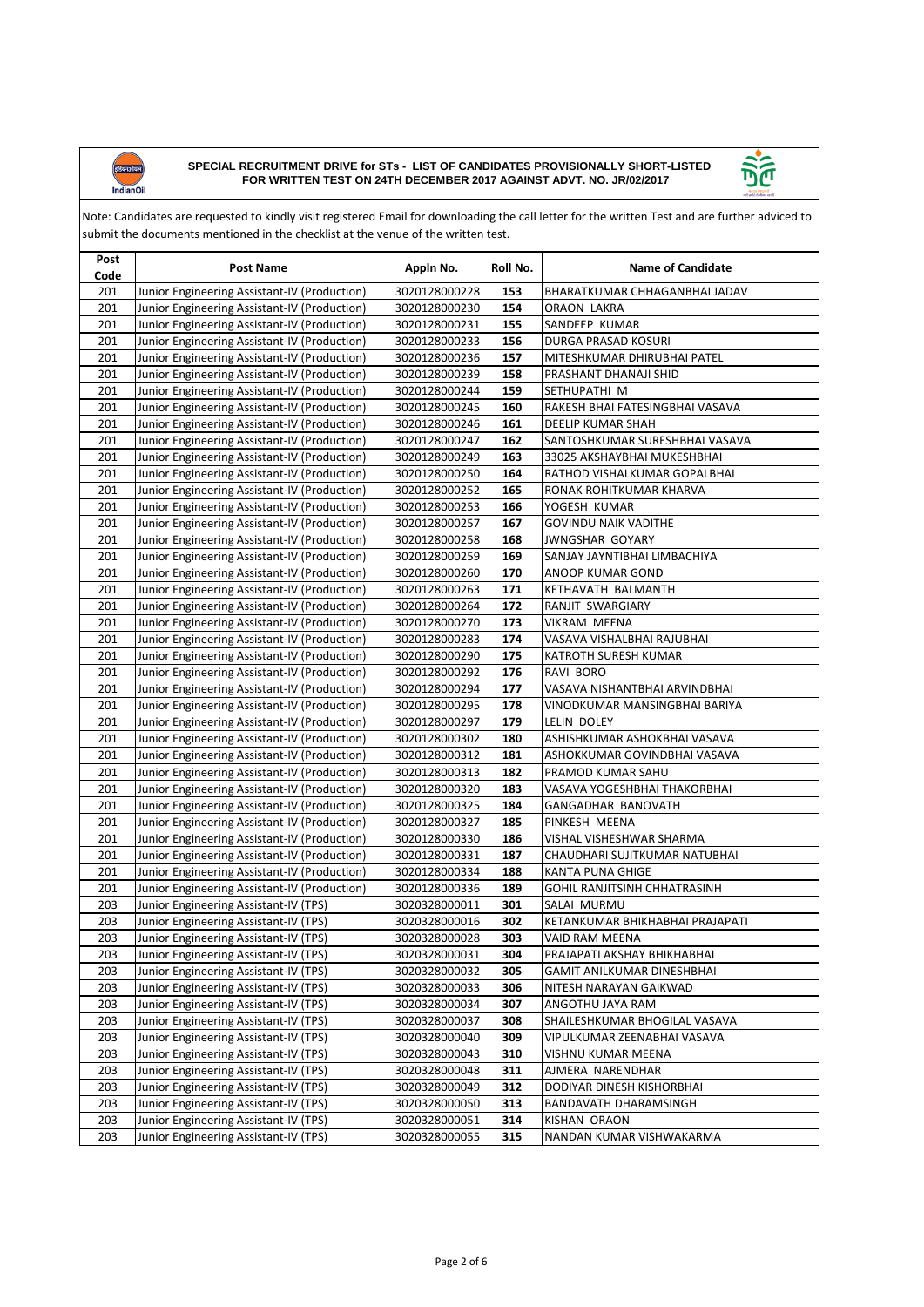**SPECIAL RECRUITMENT DRIVE for STs - LIST OF CANDIDATES PROVISIONALLY SHORT-LISTED FOR WRITTEN TEST ON 24TH DECEMBER 2017 AGAINST ADVT. NO. JR/02/2017**

Note: Candidates are requested to kindly visit registered Email for downloading the call letter for the written Test and are further adviced to submit the documents mentioned in the checklist at the venue of the written test.

| Post Code | Post Name | Appln No. | Roll No. | Name of Candidate |
|---|---|---|---|---|
| 201 | Junior Engineering Assistant-IV (Production) | 3020128000228 | **153** | BHARATKUMAR CHHAGANBHAI JADAV |
| 201 | Junior Engineering Assistant-IV (Production) | 3020128000230 | **154** | ORAON LAKRA |
| 201 | Junior Engineering Assistant-IV (Production) | 3020128000231 | **155** | SANDEEP KUMAR |
| 201 | Junior Engineering Assistant-IV (Production) | 3020128000233 | **156** | DURGA PRASAD KOSURI |
| 201 | Junior Engineering Assistant-IV (Production) | 3020128000236 | **157** | MITESHKUMAR DHIRUBHAI PATEL |
| 201 | Junior Engineering Assistant-IV (Production) | 3020128000239 | **158** | PRASHANT DHANAJI SHID |
| 201 | Junior Engineering Assistant-IV (Production) | 3020128000244 | **159** | SETHUPATHI M |
| 201 | Junior Engineering Assistant-IV (Production) | 3020128000245 | **160** | RAKESH BHAI FATESINGBHAI VASAVA |
| 201 | Junior Engineering Assistant-IV (Production) | 3020128000246 | **161** | DEELIP KUMAR SHAH |
| 201 | Junior Engineering Assistant-IV (Production) | 3020128000247 | **162** | SANTOSHKUMAR SURESHBHAI VASAVA |
| 201 | Junior Engineering Assistant-IV (Production) | 3020128000249 | **163** | 33025 AKSHAYBHAI MUKESHBHAI |
| 201 | Junior Engineering Assistant-IV (Production) | 3020128000250 | **164** | RATHOD VISHALKUMAR GOPALBHAI |
| 201 | Junior Engineering Assistant-IV (Production) | 3020128000252 | **165** | RONAK ROHITKUMAR KHARVA |
| 201 | Junior Engineering Assistant-IV (Production) | 3020128000253 | **166** | YOGESH KUMAR |
| 201 | Junior Engineering Assistant-IV (Production) | 3020128000257 | **167** | GOVINDU NAIK VADITHE |
| 201 | Junior Engineering Assistant-IV (Production) | 3020128000258 | **168** | JWNGSHAR GOYARY |
| 201 | Junior Engineering Assistant-IV (Production) | 3020128000259 | **169** | SANJAY JAYNTIBHAI LIMBACHIYA |
| 201 | Junior Engineering Assistant-IV (Production) | 3020128000260 | **170** | ANOOP KUMAR GOND |
| 201 | Junior Engineering Assistant-IV (Production) | 3020128000263 | **171** | KETHAVATH BALMANTH |
| 201 | Junior Engineering Assistant-IV (Production) | 3020128000264 | **172** | RANJIT SWARGIARY |
| 201 | Junior Engineering Assistant-IV (Production) | 3020128000270 | **173** | VIKRAM MEENA |
| 201 | Junior Engineering Assistant-IV (Production) | 3020128000283 | **174** | VASAVA VISHALBHAI RAJUBHAI |
| 201 | Junior Engineering Assistant-IV (Production) | 3020128000290 | **175** | KATROTH SURESH KUMAR |
| 201 | Junior Engineering Assistant-IV (Production) | 3020128000292 | **176** | RAVI BORO |
| 201 | Junior Engineering Assistant-IV (Production) | 3020128000294 | **177** | VASAVA NISHANTBHAI ARVINDBHAI |
| 201 | Junior Engineering Assistant-IV (Production) | 3020128000295 | **178** | VINODKUMAR MANSINGBHAI BARIYA |
| 201 | Junior Engineering Assistant-IV (Production) | 3020128000297 | **179** | LELIN DOLEY |
| 201 | Junior Engineering Assistant-IV (Production) | 3020128000302 | **180** | ASHISHKUMAR ASHOKBHAI VASAVA |
| 201 | Junior Engineering Assistant-IV (Production) | 3020128000312 | **181** | ASHOKKUMAR GOVINDBHAI VASAVA |
| 201 | Junior Engineering Assistant-IV (Production) | 3020128000313 | **182** | PRAMOD KUMAR SAHU |
| 201 | Junior Engineering Assistant-IV (Production) | 3020128000320 | **183** | VASAVA YOGESHBHAI THAKORBHAI |
| 201 | Junior Engineering Assistant-IV (Production) | 3020128000325 | **184** | GANGADHAR BANOVATH |
| 201 | Junior Engineering Assistant-IV (Production) | 3020128000327 | **185** | PINKESH MEENA |
| 201 | Junior Engineering Assistant-IV (Production) | 3020128000330 | **186** | VISHAL VISHESHWAR SHARMA |
| 201 | Junior Engineering Assistant-IV (Production) | 3020128000331 | **187** | CHAUDHARI SUJITKUMAR NATUBHAI |
| 201 | Junior Engineering Assistant-IV (Production) | 3020128000334 | **188** | KANTA PUNA GHIGE |
| 201 | Junior Engineering Assistant-IV (Production) | 3020128000336 | **189** | GOHIL RANJITSINH CHHATRASINH |
| 203 | Junior Engineering Assistant-IV (TPS) | 3020328000011 | **301** | SALAI MURMU |
| 203 | Junior Engineering Assistant-IV (TPS) | 3020328000016 | **302** | KETANKUMAR BHIKHABHAI PRAJAPATI |
| 203 | Junior Engineering Assistant-IV (TPS) | 3020328000028 | **303** | VAID RAM MEENA |
| 203 | Junior Engineering Assistant-IV (TPS) | 3020328000031 | **304** | PRAJAPATI AKSHAY BHIKHABHAI |
| 203 | Junior Engineering Assistant-IV (TPS) | 3020328000032 | **305** | GAMIT ANILKUMAR DINESHBHAI |
| 203 | Junior Engineering Assistant-IV (TPS) | 3020328000033 | **306** | NITESH NARAYAN GAIKWAD |
| 203 | Junior Engineering Assistant-IV (TPS) | 3020328000034 | **307** | ANGOTHU JAYA RAM |
| 203 | Junior Engineering Assistant-IV (TPS) | 3020328000037 | **308** | SHAILESHKUMAR BHOGILAL VASAVA |
| 203 | Junior Engineering Assistant-IV (TPS) | 3020328000040 | **309** | VIPULKUMAR ZEENABHAI VASAVA |
| 203 | Junior Engineering Assistant-IV (TPS) | 3020328000043 | **310** | VISHNU KUMAR MEENA |
| 203 | Junior Engineering Assistant-IV (TPS) | 3020328000048 | **311** | AJMERA NARENDHAR |
| 203 | Junior Engineering Assistant-IV (TPS) | 3020328000049 | **312** | DODIYAR DINESH KISHORBHAI |
| 203 | Junior Engineering Assistant-IV (TPS) | 3020328000050 | **313** | BANDAVATH DHARAMSINGH |
| 203 | Junior Engineering Assistant-IV (TPS) | 3020328000051 | **314** | KISHAN ORAON |
| 203 | Junior Engineering Assistant-IV (TPS) | 3020328000055 | **315** | NANDAN KUMAR VISHWAKARMA |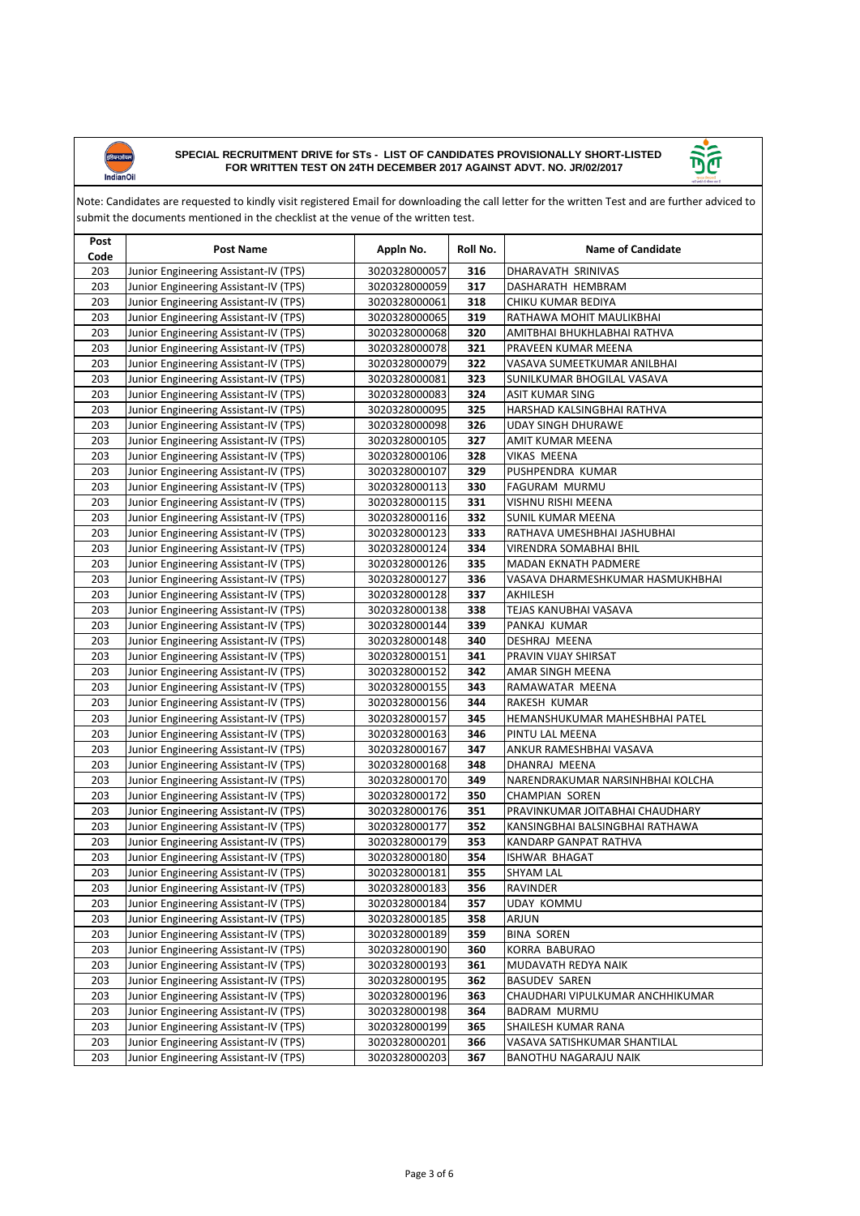**SPECIAL RECRUITMENT DRIVE for STs - LIST OF CANDIDATES PROVISIONALLY SHORT-LISTED FOR WRITTEN TEST ON 24TH DECEMBER 2017 AGAINST ADVT. NO. JR/02/2017**

Note: Candidates are requested to kindly visit registered Email for downloading the call letter for the written Test and are further adviced to submit the documents mentioned in the checklist at the venue of the written test.

| Post Code | Post Name | Appln No. | Roll No. | Name of Candidate |
|---|---|---|---|---|
| 203 | Junior Engineering Assistant-IV (TPS) | 3020328000057 | 316 | DHARAVATH SRINIVAS |
| 203 | Junior Engineering Assistant-IV (TPS) | 3020328000059 | 317 | DASHARATH HEMBRAM |
| 203 | Junior Engineering Assistant-IV (TPS) | 3020328000061 | 318 | CHIKU KUMAR BEDIYA |
| 203 | Junior Engineering Assistant-IV (TPS) | 3020328000065 | 319 | RATHAWA MOHIT MAULIKBHAI |
| 203 | Junior Engineering Assistant-IV (TPS) | 3020328000068 | 320 | AMITBHAI BHUKHLABHAI RATHVA |
| 203 | Junior Engineering Assistant-IV (TPS) | 3020328000078 | 321 | PRAVEEN KUMAR MEENA |
| 203 | Junior Engineering Assistant-IV (TPS) | 3020328000079 | 322 | VASAVA SUMEETKUMAR ANILBHAI |
| 203 | Junior Engineering Assistant-IV (TPS) | 3020328000081 | 323 | SUNILKUMAR BHOGILAL VASAVA |
| 203 | Junior Engineering Assistant-IV (TPS) | 3020328000083 | 324 | ASIT KUMAR SING |
| 203 | Junior Engineering Assistant-IV (TPS) | 3020328000095 | 325 | HARSHAD KALSINGBHAI RATHVA |
| 203 | Junior Engineering Assistant-IV (TPS) | 3020328000098 | 326 | UDAY SINGH DHURAWE |
| 203 | Junior Engineering Assistant-IV (TPS) | 3020328000105 | 327 | AMIT KUMAR MEENA |
| 203 | Junior Engineering Assistant-IV (TPS) | 3020328000106 | 328 | VIKAS MEENA |
| 203 | Junior Engineering Assistant-IV (TPS) | 3020328000107 | 329 | PUSHPENDRA KUMAR |
| 203 | Junior Engineering Assistant-IV (TPS) | 3020328000113 | 330 | FAGURAM MURMU |
| 203 | Junior Engineering Assistant-IV (TPS) | 3020328000115 | 331 | VISHNU RISHI MEENA |
| 203 | Junior Engineering Assistant-IV (TPS) | 3020328000116 | 332 | SUNIL KUMAR MEENA |
| 203 | Junior Engineering Assistant-IV (TPS) | 3020328000123 | 333 | RATHAVA UMESHBHAI JASHUBHAI |
| 203 | Junior Engineering Assistant-IV (TPS) | 3020328000124 | 334 | VIRENDRA SOMABHAI BHIL |
| 203 | Junior Engineering Assistant-IV (TPS) | 3020328000126 | 335 | MADAN EKNATH PADMERE |
| 203 | Junior Engineering Assistant-IV (TPS) | 3020328000127 | 336 | VASAVA DHARMESHKUMAR HASMUKHBHAI |
| 203 | Junior Engineering Assistant-IV (TPS) | 3020328000128 | 337 | AKHILESH |
| 203 | Junior Engineering Assistant-IV (TPS) | 3020328000138 | 338 | TEJAS KANUBHAI VASAVA |
| 203 | Junior Engineering Assistant-IV (TPS) | 3020328000144 | 339 | PANKAJ KUMAR |
| 203 | Junior Engineering Assistant-IV (TPS) | 3020328000148 | 340 | DESHRAJ MEENA |
| 203 | Junior Engineering Assistant-IV (TPS) | 3020328000151 | 341 | PRAVIN VIJAY SHIRSAT |
| 203 | Junior Engineering Assistant-IV (TPS) | 3020328000152 | 342 | AMAR SINGH MEENA |
| 203 | Junior Engineering Assistant-IV (TPS) | 3020328000155 | 343 | RAMAWATAR MEENA |
| 203 | Junior Engineering Assistant-IV (TPS) | 3020328000156 | 344 | RAKESH KUMAR |
| 203 | Junior Engineering Assistant-IV (TPS) | 3020328000157 | 345 | HEMANSHUKUMAR MAHESHBHAI PATEL |
| 203 | Junior Engineering Assistant-IV (TPS) | 3020328000163 | 346 | PINTU LAL MEENA |
| 203 | Junior Engineering Assistant-IV (TPS) | 3020328000167 | 347 | ANKUR RAMESHBHAI VASAVA |
| 203 | Junior Engineering Assistant-IV (TPS) | 3020328000168 | 348 | DHANRAJ MEENA |
| 203 | Junior Engineering Assistant-IV (TPS) | 3020328000170 | 349 | NARENDRAKUMAR NARSINHBHAI KOLCHA |
| 203 | Junior Engineering Assistant-IV (TPS) | 3020328000172 | 350 | CHAMPIAN SOREN |
| 203 | Junior Engineering Assistant-IV (TPS) | 3020328000176 | 351 | PRAVINKUMAR JOITABHAI CHAUDHARY |
| 203 | Junior Engineering Assistant-IV (TPS) | 3020328000177 | 352 | KANSINGBHAI BALSINGBHAI RATHAWA |
| 203 | Junior Engineering Assistant-IV (TPS) | 3020328000179 | 353 | KANDARP GANPAT RATHVA |
| 203 | Junior Engineering Assistant-IV (TPS) | 3020328000180 | 354 | ISHWAR BHAGAT |
| 203 | Junior Engineering Assistant-IV (TPS) | 3020328000181 | 355 | SHYAM LAL |
| 203 | Junior Engineering Assistant-IV (TPS) | 3020328000183 | 356 | RAVINDER |
| 203 | Junior Engineering Assistant-IV (TPS) | 3020328000184 | 357 | UDAY KOMMU |
| 203 | Junior Engineering Assistant-IV (TPS) | 3020328000185 | 358 | ARJUN |
| 203 | Junior Engineering Assistant-IV (TPS) | 3020328000189 | 359 | BINA SOREN |
| 203 | Junior Engineering Assistant-IV (TPS) | 3020328000190 | 360 | KORRA BABURAO |
| 203 | Junior Engineering Assistant-IV (TPS) | 3020328000193 | 361 | MUDAVATH REDYA NAIK |
| 203 | Junior Engineering Assistant-IV (TPS) | 3020328000195 | 362 | BASUDEV SAREN |
| 203 | Junior Engineering Assistant-IV (TPS) | 3020328000196 | 363 | CHAUDHARI VIPULKUMAR ANCHHIKUMAR |
| 203 | Junior Engineering Assistant-IV (TPS) | 3020328000198 | 364 | BADRAM MURMU |
| 203 | Junior Engineering Assistant-IV (TPS) | 3020328000199 | 365 | SHAILESH KUMAR RANA |
| 203 | Junior Engineering Assistant-IV (TPS) | 3020328000201 | 366 | VASAVA SATISHKUMAR SHANTILAL |
| 203 | Junior Engineering Assistant-IV (TPS) | 3020328000203 | 367 | BANOTHU NAGARAJU NAIK |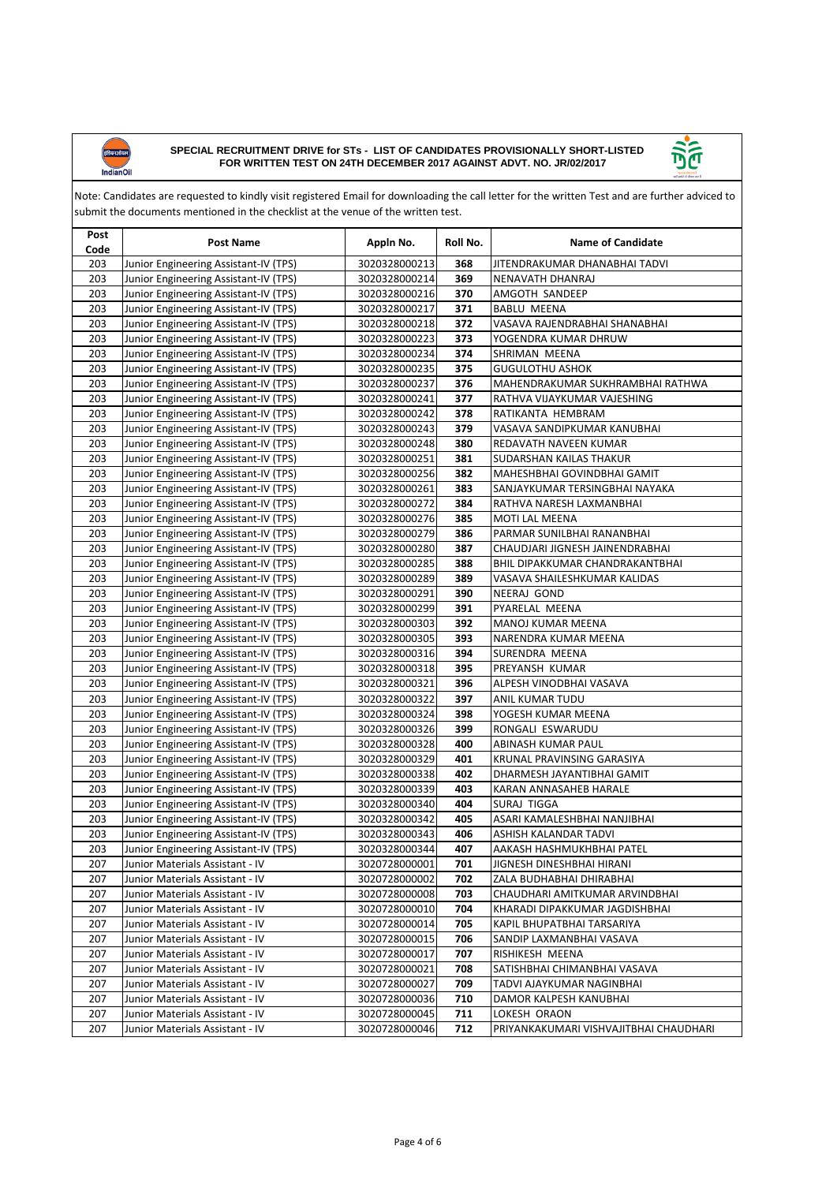**SPECIAL RECRUITMENT DRIVE for STs - LIST OF CANDIDATES PROVISIONALLY SHORT-LISTED FOR WRITTEN TEST ON 24TH DECEMBER 2017 AGAINST ADVT. NO. JR/02/2017**

Note: Candidates are requested to kindly visit registered Email for downloading the call letter for the written Test and are further adviced to submit the documents mentioned in the checklist at the venue of the written test.

| Post Code | Post Name | Appln No. | Roll No. | Name of Candidate |
|---|---|---|---|---|
| 203 | Junior Engineering Assistant-IV (TPS) | 3020328000213 | 368 | JITENDRAKUMAR DHANABHAI TADVI |
| 203 | Junior Engineering Assistant-IV (TPS) | 3020328000214 | 369 | NENAVATH DHANRAJ |
| 203 | Junior Engineering Assistant-IV (TPS) | 3020328000216 | 370 | AMGOTH SANDEEP |
| 203 | Junior Engineering Assistant-IV (TPS) | 3020328000217 | 371 | BABLU MEENA |
| 203 | Junior Engineering Assistant-IV (TPS) | 3020328000218 | 372 | VASAVA RAJENDRABHAI SHANABHAI |
| 203 | Junior Engineering Assistant-IV (TPS) | 3020328000223 | 373 | YOGENDRA KUMAR DHRUW |
| 203 | Junior Engineering Assistant-IV (TPS) | 3020328000234 | 374 | SHRIMAN MEENA |
| 203 | Junior Engineering Assistant-IV (TPS) | 3020328000235 | 375 | GUGULOTHU ASHOK |
| 203 | Junior Engineering Assistant-IV (TPS) | 3020328000237 | 376 | MAHENDRAKUMAR SUKHRAMBHAI RATHWA |
| 203 | Junior Engineering Assistant-IV (TPS) | 3020328000241 | 377 | RATHVA VIJAYKUMAR VAJESHING |
| 203 | Junior Engineering Assistant-IV (TPS) | 3020328000242 | 378 | RATIKANTA HEMBRAM |
| 203 | Junior Engineering Assistant-IV (TPS) | 3020328000243 | 379 | VASAVA SANDIPKUMAR KANUBHAI |
| 203 | Junior Engineering Assistant-IV (TPS) | 3020328000248 | 380 | REDAVATH NAVEEN KUMAR |
| 203 | Junior Engineering Assistant-IV (TPS) | 3020328000251 | 381 | SUDARSHAN KAILAS THAKUR |
| 203 | Junior Engineering Assistant-IV (TPS) | 3020328000256 | 382 | MAHESHBHAI GOVINDBHAI GAMIT |
| 203 | Junior Engineering Assistant-IV (TPS) | 3020328000261 | 383 | SANJAYKUMAR TERSINGBHAI NAYAKA |
| 203 | Junior Engineering Assistant-IV (TPS) | 3020328000272 | 384 | RATHVA NARESH LAXMANBHAI |
| 203 | Junior Engineering Assistant-IV (TPS) | 3020328000276 | 385 | MOTI LAL MEENA |
| 203 | Junior Engineering Assistant-IV (TPS) | 3020328000279 | 386 | PARMAR SUNILBHAI RANANBHAI |
| 203 | Junior Engineering Assistant-IV (TPS) | 3020328000280 | 387 | CHAUDJARI JIGNESH JAINENDRABHAI |
| 203 | Junior Engineering Assistant-IV (TPS) | 3020328000285 | 388 | BHIL DIPAKKUMAR CHANDRAKANTBHAI |
| 203 | Junior Engineering Assistant-IV (TPS) | 3020328000289 | 389 | VASAVA SHAILESHKUMAR KALIDAS |
| 203 | Junior Engineering Assistant-IV (TPS) | 3020328000291 | 390 | NEERAJ GOND |
| 203 | Junior Engineering Assistant-IV (TPS) | 3020328000299 | 391 | PYARELAL MEENA |
| 203 | Junior Engineering Assistant-IV (TPS) | 3020328000303 | 392 | MANOJ KUMAR MEENA |
| 203 | Junior Engineering Assistant-IV (TPS) | 3020328000305 | 393 | NARENDRA KUMAR MEENA |
| 203 | Junior Engineering Assistant-IV (TPS) | 3020328000316 | 394 | SURENDRA MEENA |
| 203 | Junior Engineering Assistant-IV (TPS) | 3020328000318 | 395 | PREYANSH KUMAR |
| 203 | Junior Engineering Assistant-IV (TPS) | 3020328000321 | 396 | ALPESH VINODBHAI VASAVA |
| 203 | Junior Engineering Assistant-IV (TPS) | 3020328000322 | 397 | ANIL KUMAR TUDU |
| 203 | Junior Engineering Assistant-IV (TPS) | 3020328000324 | 398 | YOGESH KUMAR MEENA |
| 203 | Junior Engineering Assistant-IV (TPS) | 3020328000326 | 399 | RONGALI ESWARUDU |
| 203 | Junior Engineering Assistant-IV (TPS) | 3020328000328 | 400 | ABINASH KUMAR PAUL |
| 203 | Junior Engineering Assistant-IV (TPS) | 3020328000329 | 401 | KRUNAL PRAVINSING GARASIYA |
| 203 | Junior Engineering Assistant-IV (TPS) | 3020328000338 | 402 | DHARMESH JAYANTIBHAI GAMIT |
| 203 | Junior Engineering Assistant-IV (TPS) | 3020328000339 | 403 | KARAN ANNASAHEB HARALE |
| 203 | Junior Engineering Assistant-IV (TPS) | 3020328000340 | 404 | SURAJ TIGGA |
| 203 | Junior Engineering Assistant-IV (TPS) | 3020328000342 | 405 | ASARI KAMALESHBHAI NANJIBHAI |
| 203 | Junior Engineering Assistant-IV (TPS) | 3020328000343 | 406 | ASHISH KALANDAR TADVI |
| 203 | Junior Engineering Assistant-IV (TPS) | 3020328000344 | 407 | AAKASH HASHMUKHBHAI PATEL |
| 207 | Junior Materials Assistant - IV | 3020728000001 | 701 | JIGNESH DINESHBHAI HIRANI |
| 207 | Junior Materials Assistant - IV | 3020728000002 | 702 | ZALA BUDHABHAI DHIRABHAI |
| 207 | Junior Materials Assistant - IV | 3020728000008 | 703 | CHAUDHARI AMITKUMAR ARVINDBHAI |
| 207 | Junior Materials Assistant - IV | 3020728000010 | 704 | KHARADI DIPAKKUMAR JAGDISHBHAI |
| 207 | Junior Materials Assistant - IV | 3020728000014 | 705 | KAPIL BHUPATBHAI TARSARIYA |
| 207 | Junior Materials Assistant - IV | 3020728000015 | 706 | SANDIP LAXMANBHAI VASAVA |
| 207 | Junior Materials Assistant - IV | 3020728000017 | 707 | RISHIKESH MEENA |
| 207 | Junior Materials Assistant - IV | 3020728000021 | 708 | SATISHBHAI CHIMANBHAI VASAVA |
| 207 | Junior Materials Assistant - IV | 3020728000027 | 709 | TADVI AJAYKUMAR NAGINBHAI |
| 207 | Junior Materials Assistant - IV | 3020728000036 | 710 | DAMOR KALPESH KANUBHAI |
| 207 | Junior Materials Assistant - IV | 3020728000045 | 711 | LOKESH ORAON |
| 207 | Junior Materials Assistant - IV | 3020728000046 | 712 | PRIYANKAKUMARI VISHVAJITBHAI CHAUDHARI |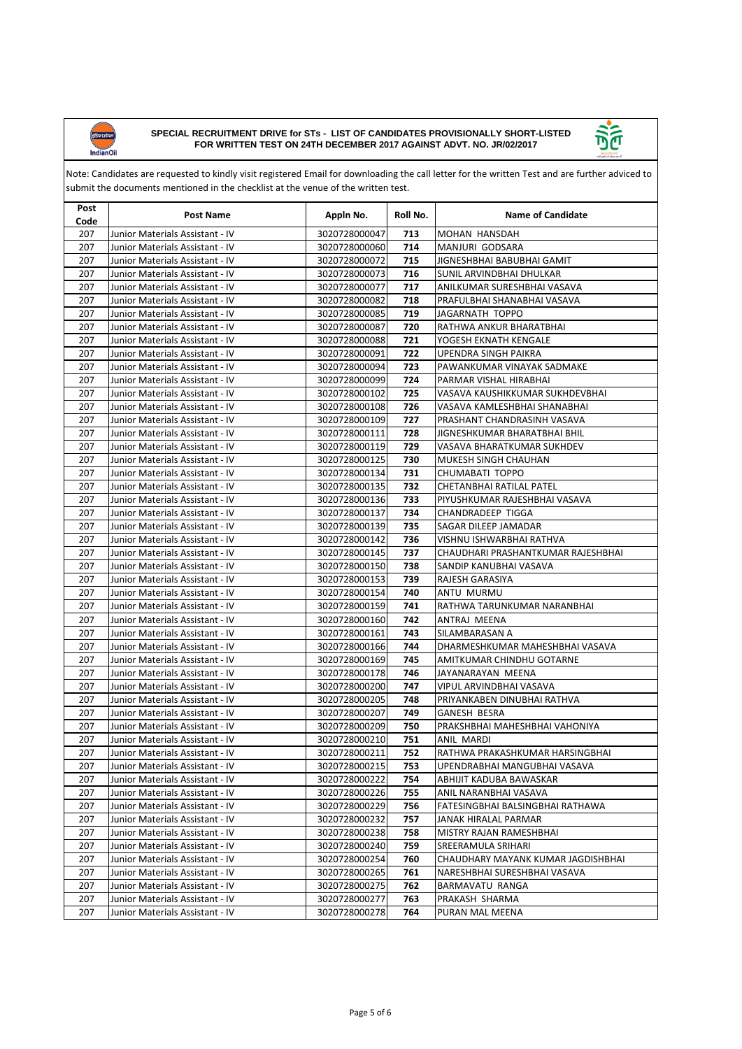**SPECIAL RECRUITMENT DRIVE for STs - LIST OF CANDIDATES PROVISIONALLY SHORT-LISTED FOR WRITTEN TEST ON 24TH DECEMBER 2017 AGAINST ADVT. NO. JR/02/2017**

Note: Candidates are requested to kindly visit registered Email for downloading the call letter for the written Test and are further adviced to submit the documents mentioned in the checklist at the venue of the written test.

| Post Code | Post Name | Appln No. | Roll No. | Name of Candidate |
|---|---|---|---|---|
| 207 | Junior Materials Assistant - IV | 3020728000047 | 713 | MOHAN HANSDAH |
| 207 | Junior Materials Assistant - IV | 3020728000060 | 714 | MANJURI GODSARA |
| 207 | Junior Materials Assistant - IV | 3020728000072 | 715 | JIGNESHBHAI BABUBHAI GAMIT |
| 207 | Junior Materials Assistant - IV | 3020728000073 | 716 | SUNIL ARVINDBHAI DHULKAR |
| 207 | Junior Materials Assistant - IV | 3020728000077 | 717 | ANILKUMAR SURESHBHAI VASAVA |
| 207 | Junior Materials Assistant - IV | 3020728000082 | 718 | PRAFULBHAI SHANABHAI VASAVA |
| 207 | Junior Materials Assistant - IV | 3020728000085 | 719 | JAGARNATH TOPPO |
| 207 | Junior Materials Assistant - IV | 3020728000087 | 720 | RATHWA ANKUR BHARATBHAI |
| 207 | Junior Materials Assistant - IV | 3020728000088 | 721 | YOGESH EKNATH KENGALE |
| 207 | Junior Materials Assistant - IV | 3020728000091 | 722 | UPENDRA SINGH PAIKRA |
| 207 | Junior Materials Assistant - IV | 3020728000094 | 723 | PAWANKUMAR VINAYAK SADMAKE |
| 207 | Junior Materials Assistant - IV | 3020728000099 | 724 | PARMAR VISHAL HIRABHAI |
| 207 | Junior Materials Assistant - IV | 3020728000102 | 725 | VASAVA KAUSHIKKUMAR SUKHDEVBHAI |
| 207 | Junior Materials Assistant - IV | 3020728000108 | 726 | VASAVA KAMLESHBHAI SHANABHAI |
| 207 | Junior Materials Assistant - IV | 3020728000109 | 727 | PRASHANT CHANDRASINH VASAVA |
| 207 | Junior Materials Assistant - IV | 3020728000111 | 728 | JIGNESHKUMAR BHARATBHAI BHIL |
| 207 | Junior Materials Assistant - IV | 3020728000119 | 729 | VASAVA BHARATKUMAR SUKHDEV |
| 207 | Junior Materials Assistant - IV | 3020728000125 | 730 | MUKESH SINGH CHAUHAN |
| 207 | Junior Materials Assistant - IV | 3020728000134 | 731 | CHUMABATI TOPPO |
| 207 | Junior Materials Assistant - IV | 3020728000135 | 732 | CHETANBHAI RATILAL PATEL |
| 207 | Junior Materials Assistant - IV | 3020728000136 | 733 | PIYUSHKUMAR RAJESHBHAI VASAVA |
| 207 | Junior Materials Assistant - IV | 3020728000137 | 734 | CHANDRADEEP TIGGA |
| 207 | Junior Materials Assistant - IV | 3020728000139 | 735 | SAGAR DILEEP JAMADAR |
| 207 | Junior Materials Assistant - IV | 3020728000142 | 736 | VISHNU ISHWARBHAI RATHVA |
| 207 | Junior Materials Assistant - IV | 3020728000145 | 737 | CHAUDHARI PRASHANTKUMAR RAJESHBHAI |
| 207 | Junior Materials Assistant - IV | 3020728000150 | 738 | SANDIP KANUBHAI VASAVA |
| 207 | Junior Materials Assistant - IV | 3020728000153 | 739 | RAJESH GARASIYA |
| 207 | Junior Materials Assistant - IV | 3020728000154 | 740 | ANTU MURMU |
| 207 | Junior Materials Assistant - IV | 3020728000159 | 741 | RATHWA TARUNKUMAR NARANBHAI |
| 207 | Junior Materials Assistant - IV | 3020728000160 | 742 | ANTRAJ MEENA |
| 207 | Junior Materials Assistant - IV | 3020728000161 | 743 | SILAMBARASAN A |
| 207 | Junior Materials Assistant - IV | 3020728000166 | 744 | DHARMESHKUMAR MAHESHBHAI VASAVA |
| 207 | Junior Materials Assistant - IV | 3020728000169 | 745 | AMITKUMAR CHINDHU GOTARNE |
| 207 | Junior Materials Assistant - IV | 3020728000178 | 746 | JAYANARAYAN MEENA |
| 207 | Junior Materials Assistant - IV | 3020728000200 | 747 | VIPUL ARVINDBHAI VASAVA |
| 207 | Junior Materials Assistant - IV | 3020728000205 | 748 | PRIYANKABEN DINUBHAI RATHVA |
| 207 | Junior Materials Assistant - IV | 3020728000207 | 749 | GANESH BESRA |
| 207 | Junior Materials Assistant - IV | 3020728000209 | 750 | PRAKSHBHAI MAHESHBHAI VAHONIYA |
| 207 | Junior Materials Assistant - IV | 3020728000210 | 751 | ANIL MARDI |
| 207 | Junior Materials Assistant - IV | 3020728000211 | 752 | RATHWA PRAKASHKUMAR HARSINGBHAI |
| 207 | Junior Materials Assistant - IV | 3020728000215 | 753 | UPENDRABHAI MANGUBHAI VASAVA |
| 207 | Junior Materials Assistant - IV | 3020728000222 | 754 | ABHIJIT KADUBA BAWASKAR |
| 207 | Junior Materials Assistant - IV | 3020728000226 | 755 | ANIL NARANBHAI VASAVA |
| 207 | Junior Materials Assistant - IV | 3020728000229 | 756 | FATESINGBHAI BALSINGBHAI RATHAWA |
| 207 | Junior Materials Assistant - IV | 3020728000232 | 757 | JANAK HIRALAL PARMAR |
| 207 | Junior Materials Assistant - IV | 3020728000238 | 758 | MISTRY RAJAN RAMESHBHAI |
| 207 | Junior Materials Assistant - IV | 3020728000240 | 759 | SREERAMULA SRIHARI |
| 207 | Junior Materials Assistant - IV | 3020728000254 | 760 | CHAUDHARY MAYANK KUMAR JAGDISHBHAI |
| 207 | Junior Materials Assistant - IV | 3020728000265 | 761 | NARESHBHAI SURESHBHAI VASAVA |
| 207 | Junior Materials Assistant - IV | 3020728000275 | 762 | BARMAVATU RANGA |
| 207 | Junior Materials Assistant - IV | 3020728000277 | 763 | PRAKASH SHARMA |
| 207 | Junior Materials Assistant - IV | 3020728000278 | 764 | PURAN MAL MEENA |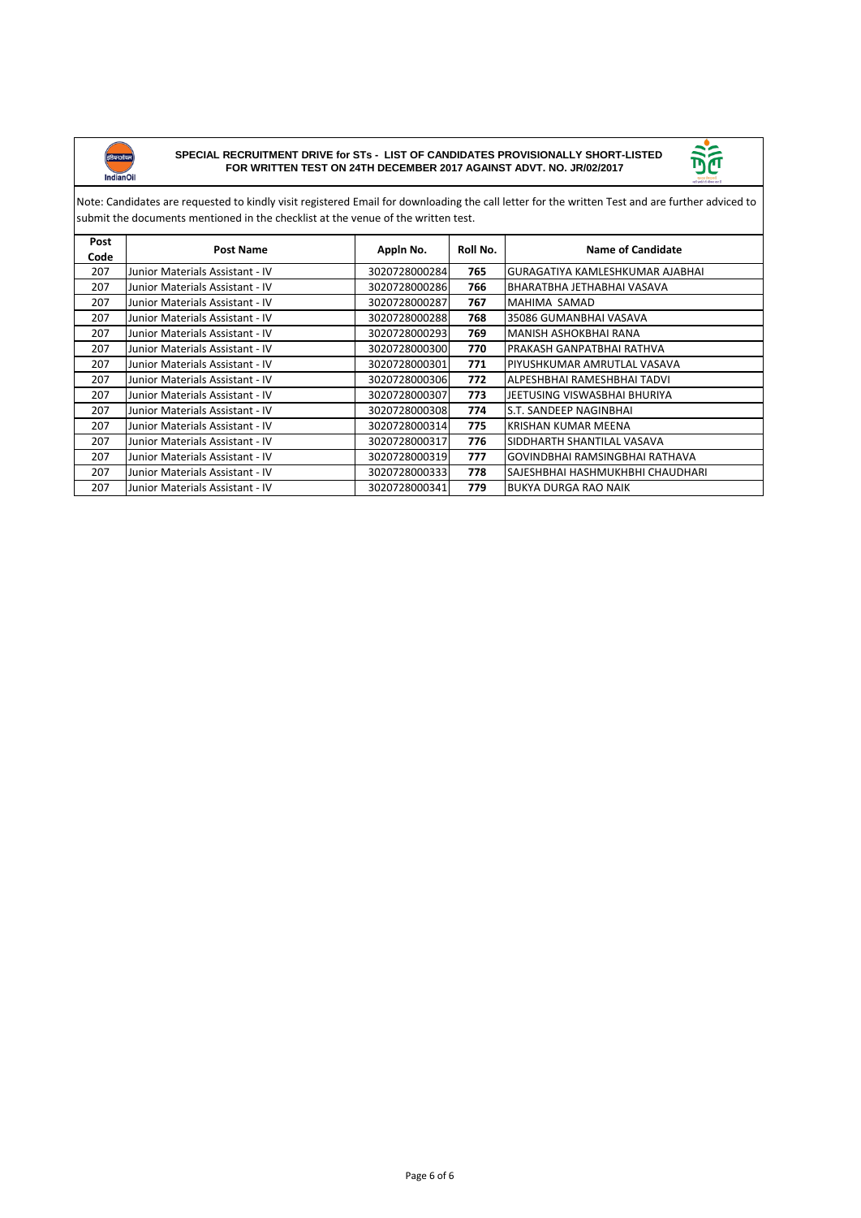**SPECIAL RECRUITMENT DRIVE for STs - LIST OF CANDIDATES PROVISIONALLY SHORT-LISTED FOR WRITTEN TEST ON 24TH DECEMBER 2017 AGAINST ADVT. NO. JR/02/2017**

Note: Candidates are requested to kindly visit registered Email for downloading the call letter for the written Test and are further adviced to submit the documents mentioned in the checklist at the venue of the written test.

| Post Code | Post Name | Appln No. | Roll No. | Name of Candidate |
|---|---|---|---|---|
| 207 | Junior Materials Assistant - IV | 3020728000284 | **765** | GURAGATIYA KAMLESHKUMAR AJABHAI |
| 207 | Junior Materials Assistant - IV | 3020728000286 | **766** | BHARATBHA JETHABHAI VASAVA |
| 207 | Junior Materials Assistant - IV | 3020728000287 | **767** | MAHIMA SAMAD |
| 207 | Junior Materials Assistant - IV | 3020728000288 | **768** | 35086 GUMANBHAI VASAVA |
| 207 | Junior Materials Assistant - IV | 3020728000293 | **769** | MANISH ASHOKBHAI RANA |
| 207 | Junior Materials Assistant - IV | 3020728000300 | **770** | PRAKASH GANPATBHAI RATHVA |
| 207 | Junior Materials Assistant - IV | 3020728000301 | **771** | PIYUSHKUMAR AMRUTLAL VASAVA |
| 207 | Junior Materials Assistant - IV | 3020728000306 | **772** | ALPESHBHAI RAMESHBHAI TADVI |
| 207 | Junior Materials Assistant - IV | 3020728000307 | **773** | JEETUSING VISWASBHAI BHURIYA |
| 207 | Junior Materials Assistant - IV | 3020728000308 | **774** | S.T. SANDEEP NAGINBHAI |
| 207 | Junior Materials Assistant - IV | 3020728000314 | **775** | KRISHAN KUMAR MEENA |
| 207 | Junior Materials Assistant - IV | 3020728000317 | **776** | SIDDHARTH SHANTILAL VASAVA |
| 207 | Junior Materials Assistant - IV | 3020728000319 | **777** | GOVINDBHAI RAMSINGBHAI RATHAVA |
| 207 | Junior Materials Assistant - IV | 3020728000333 | **778** | SAJESHBHAI HASHMUKHBHI CHAUDHARI |
| 207 | Junior Materials Assistant - IV | 3020728000341 | **779** | BUKYA DURGA RAO NAIK |